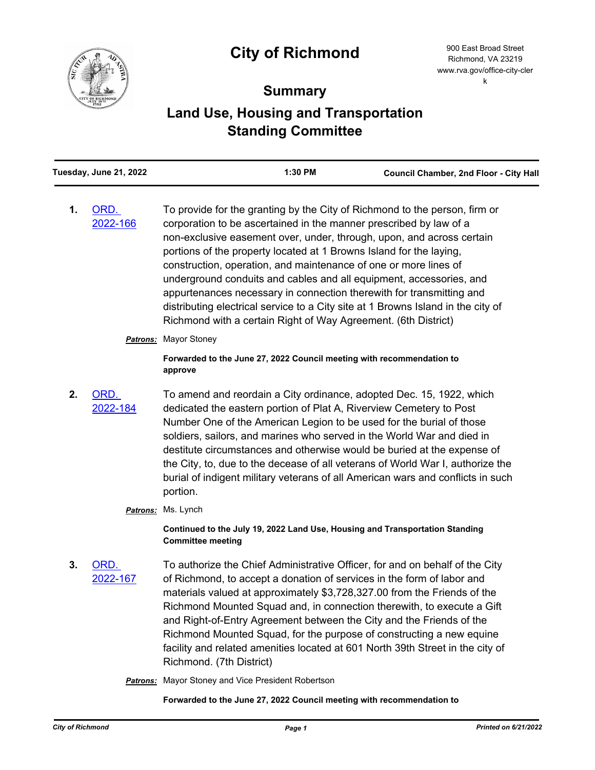# City of Richmond

900 East Broad Street
Richmond, VA 23219
www.rva.gov/office-city-clerk

## Summary

## Land Use, Housing and Transportation Standing Committee

**Tuesday, June 21, 2022** | **1:30 PM** | **Council Chamber, 2nd Floor - City Hall**

---

**1.** [ORD. 2022-166]

To provide for the granting by the City of Richmond to the person, firm or corporation to be ascertained in the manner prescribed by law of a non-exclusive easement over, under, through, upon, and across certain portions of the property located at 1 Browns Island for the laying, construction, operation, and maintenance of one or more lines of underground conduits and cables and all equipment, accessories, and appurtenances necessary in connection therewith for transmitting and distributing electrical service to a City site at 1 Browns Island in the city of Richmond with a certain Right of Way Agreement. (6th District)

***Patrons:*** Mayor Stoney

**Forwarded to the June 27, 2022 Council meeting with recommendation to approve**

**2.** [ORD. 2022-184]

To amend and reordain a City ordinance, adopted Dec. 15, 1922, which dedicated the eastern portion of Plat A, Riverview Cemetery to Post Number One of the American Legion to be used for the burial of those soldiers, sailors, and marines who served in the World War and died in destitute circumstances and otherwise would be buried at the expense of the City, to, due to the decease of all veterans of World War I, authorize the burial of indigent military veterans of all American wars and conflicts in such portion.

***Patrons:*** Ms. Lynch

**Continued to the July 19, 2022 Land Use, Housing and Transportation Standing Committee meeting**

**3.** [ORD. 2022-167]

To authorize the Chief Administrative Officer, for and on behalf of the City of Richmond, to accept a donation of services in the form of labor and materials valued at approximately $3,728,327.00 from the Friends of the Richmond Mounted Squad and, in connection therewith, to execute a Gift and Right-of-Entry Agreement between the City and the Friends of the Richmond Mounted Squad, for the purpose of constructing a new equine facility and related amenities located at 601 North 39th Street in the city of Richmond. (7th District)

***Patrons:*** Mayor Stoney and Vice President Robertson

**Forwarded to the June 27, 2022 Council meeting with recommendation to**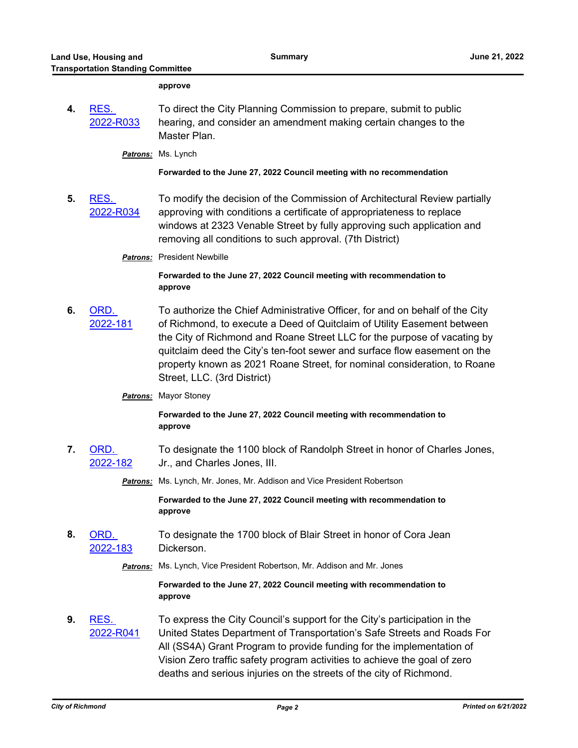**approve**

4. [RES. 2022-R033] To direct the City Planning Commission to prepare, submit to public hearing, and consider an amendment making certain changes to the Master Plan.

   ***Patrons:*** Ms. Lynch

   **Forwarded to the June 27, 2022 Council meeting with no recommendation**

5. [RES. 2022-R034] To modify the decision of the Commission of Architectural Review partially approving with conditions a certificate of appropriateness to replace windows at 2323 Venable Street by fully approving such application and removing all conditions to such approval. (7th District)

   ***Patrons:*** President Newbille

   **Forwarded to the June 27, 2022 Council meeting with recommendation to approve**

6. [ORD. 2022-181] To authorize the Chief Administrative Officer, for and on behalf of the City of Richmond, to execute a Deed of Quitclaim of Utility Easement between the City of Richmond and Roane Street LLC for the purpose of vacating by quitclaim deed the City's ten-foot sewer and surface flow easement on the property known as 2021 Roane Street, for nominal consideration, to Roane Street, LLC. (3rd District)

   ***Patrons:*** Mayor Stoney

   **Forwarded to the June 27, 2022 Council meeting with recommendation to approve**

7. [ORD. 2022-182] To designate the 1100 block of Randolph Street in honor of Charles Jones, Jr., and Charles Jones, III.

   ***Patrons:*** Ms. Lynch, Mr. Jones, Mr. Addison and Vice President Robertson

   **Forwarded to the June 27, 2022 Council meeting with recommendation to approve**

8. [ORD. 2022-183] To designate the 1700 block of Blair Street in honor of Cora Jean Dickerson.

   ***Patrons:*** Ms. Lynch, Vice President Robertson, Mr. Addison and Mr. Jones

   **Forwarded to the June 27, 2022 Council meeting with recommendation to approve**

9. [RES. 2022-R041] To express the City Council's support for the City's participation in the United States Department of Transportation's Safe Streets and Roads For All (SS4A) Grant Program to provide funding for the implementation of Vision Zero traffic safety program activities to achieve the goal of zero deaths and serious injuries on the streets of the city of Richmond.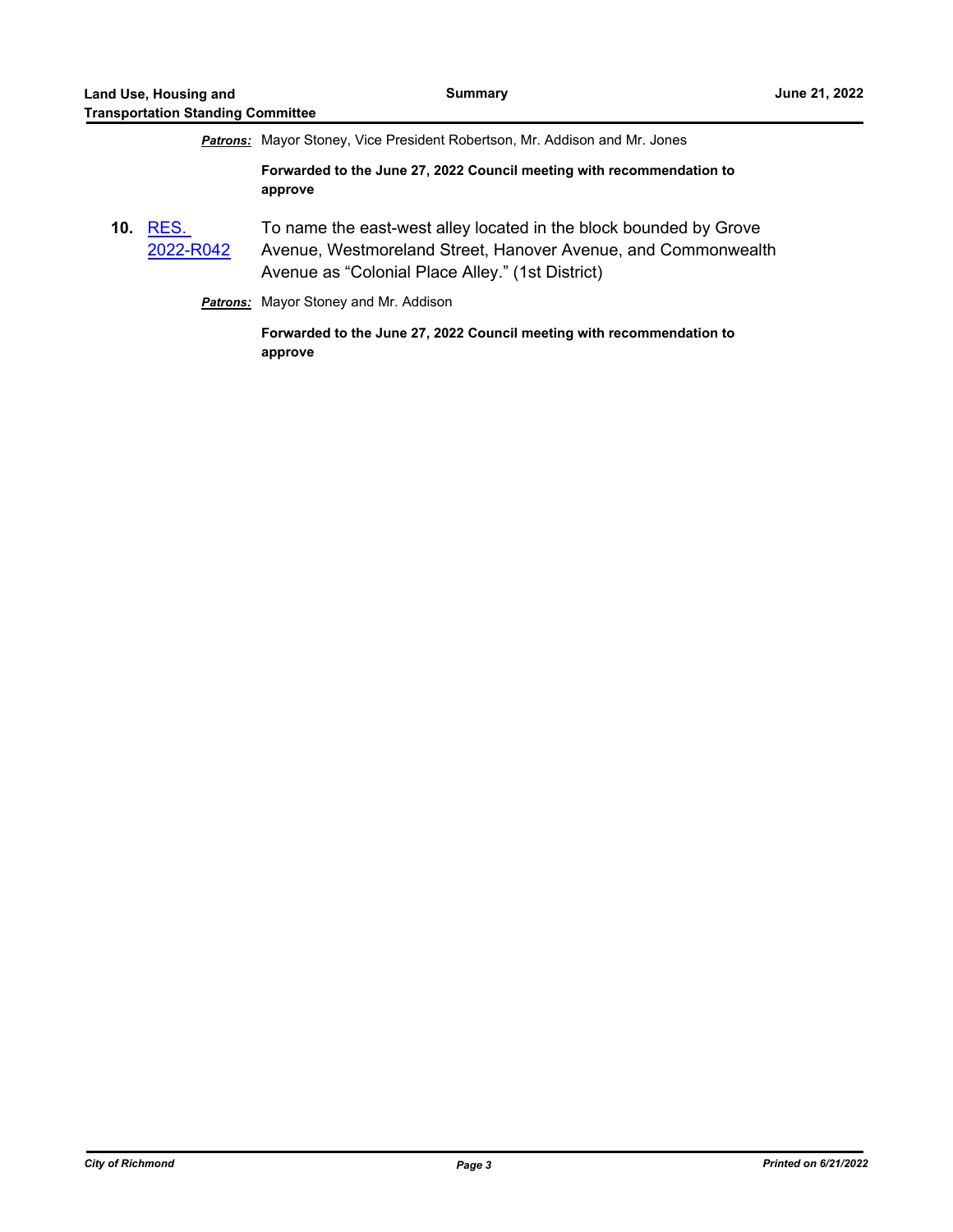***Patrons:*** Mayor Stoney, Vice President Robertson, Mr. Addison and Mr. Jones

**Forwarded to the June 27, 2022 Council meeting with recommendation to approve**

**10.** RES. 2022-R042 To name the east-west alley located in the block bounded by Grove Avenue, Westmoreland Street, Hanover Avenue, and Commonwealth Avenue as "Colonial Place Alley." (1st District)

***Patrons:*** Mayor Stoney and Mr. Addison

**Forwarded to the June 27, 2022 Council meeting with recommendation to approve**